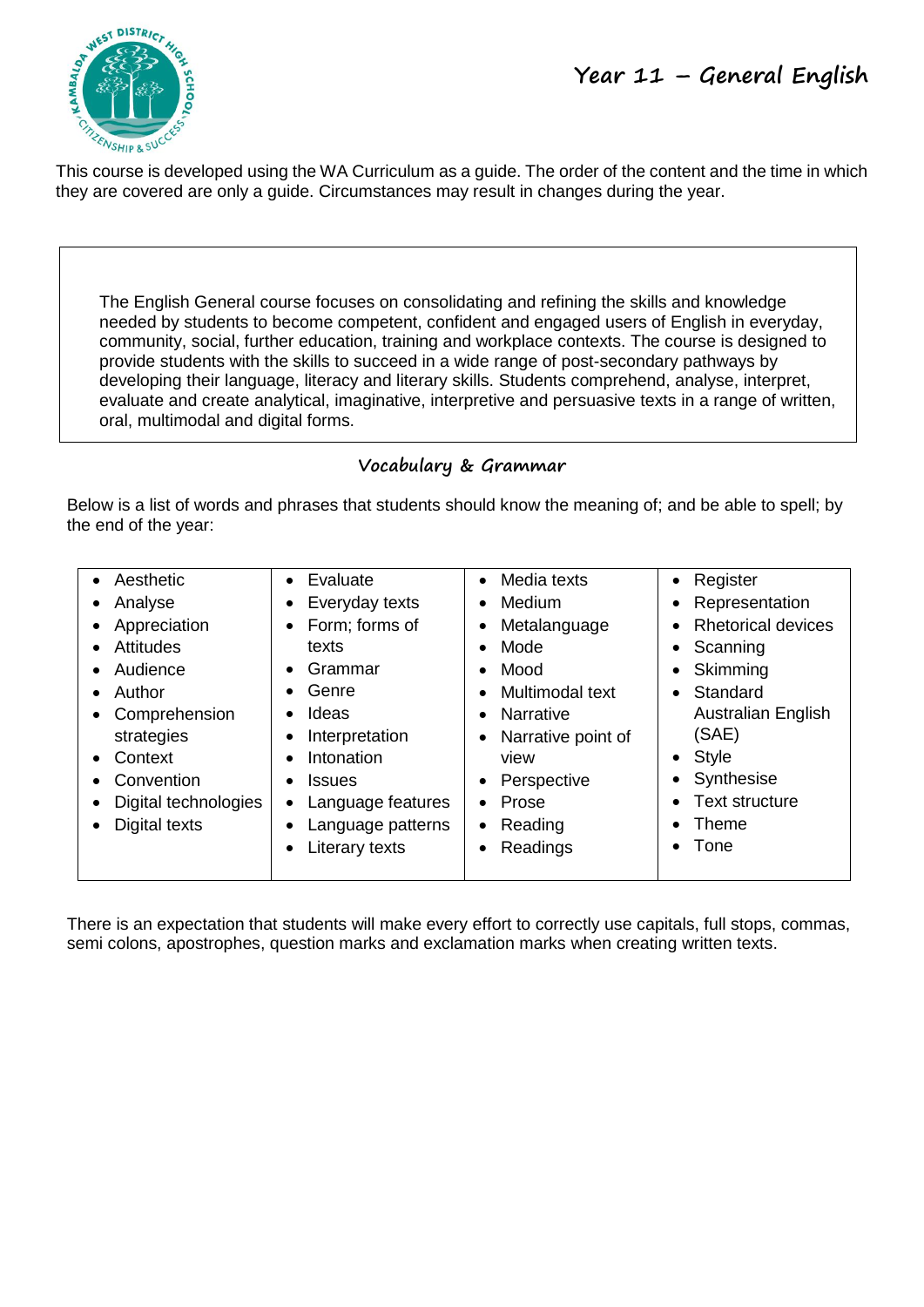# Year 11 – General English

This course is developed using the WA Curriculum as a guide. The order of the content and the time in which they are covered are only a guide. Circumstances may result in changes during the year.

The English General course focuses on consolidating and refining the skills and knowledge needed by students to become competent, confident and engaged users of English in everyday, community, social, further education, training and workplace contexts. The course is designed to provide students with the skills to succeed in a wide range of post-secondary pathways by developing their language, literacy and literary skills. Students comprehend, analyse, interpret, evaluate and create analytical, imaginative, interpretive and persuasive texts in a range of written, oral, multimodal and digital forms.

## Vocabulary & Grammar

Below is a list of words and phrases that students should know the meaning of; and be able to spell; by the end of the year:

- Aesthetic
- Analyse
- Appreciation
- Attitudes
- Audience
- Author
- Comprehension strategies
- Context
- Convention
- Digital technologies
- Digital texts
- Evaluate
- Everyday texts
- Form; forms of texts
- Grammar
- Genre
- Ideas
- Interpretation
- Intonation
- Issues
- Language features
- Language patterns
- Literary texts
- Media texts
- Medium
- Metalanguage
- Mode
- Mood
- Multimodal text
- Narrative
- Narrative point of view
- Perspective
- Prose
- Reading
- Readings
- Register
- Representation
- Rhetorical devices
- Scanning
- Skimming
- Standard Australian English (SAE)
- Style
- Synthesise
- Text structure
- Theme
- Tone

There is an expectation that students will make every effort to correctly use capitals, full stops, commas, semi colons, apostrophes, question marks and exclamation marks when creating written texts.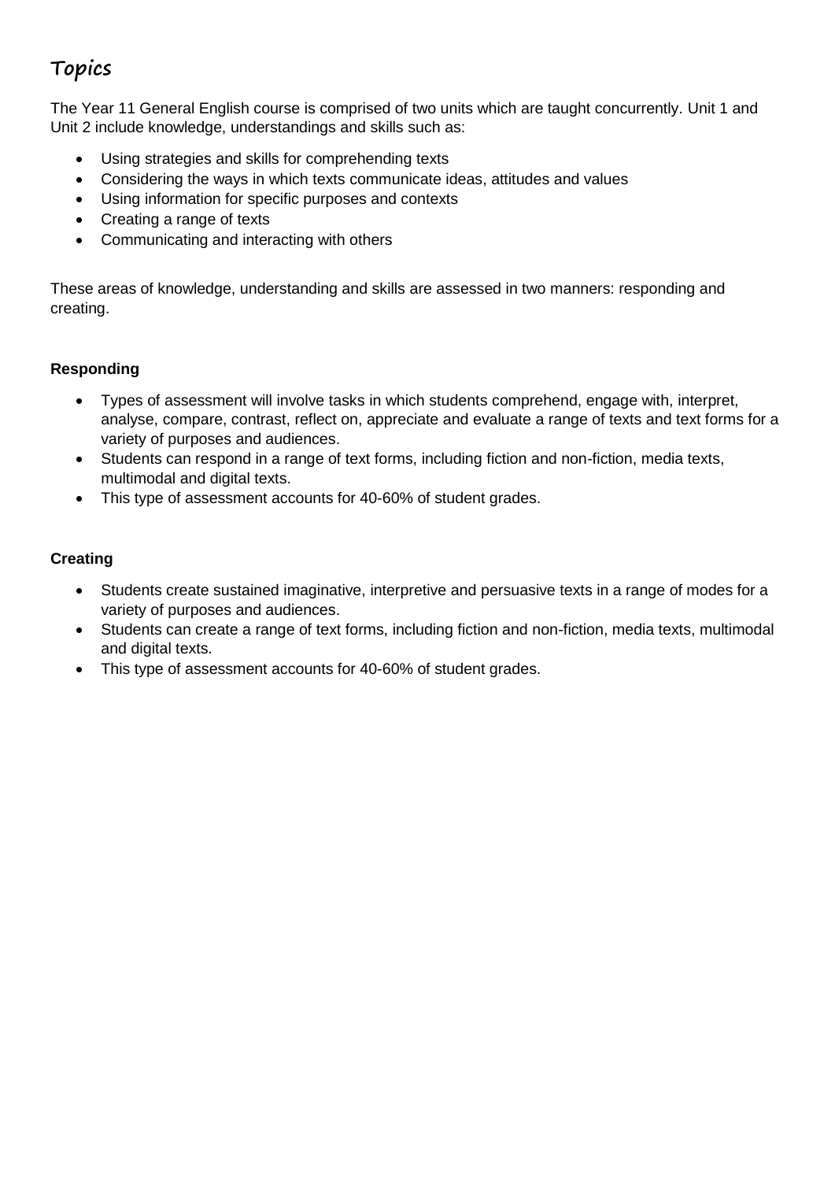# Topics

The Year 11 General English course is comprised of two units which are taught concurrently. Unit 1 and Unit 2 include knowledge, understandings and skills such as:

- Using strategies and skills for comprehending texts
- Considering the ways in which texts communicate ideas, attitudes and values
- Using information for specific purposes and contexts
- Creating a range of texts
- Communicating and interacting with others

These areas of knowledge, understanding and skills are assessed in two manners: responding and creating.

**Responding**

- Types of assessment will involve tasks in which students comprehend, engage with, interpret, analyse, compare, contrast, reflect on, appreciate and evaluate a range of texts and text forms for a variety of purposes and audiences.
- Students can respond in a range of text forms, including fiction and non-fiction, media texts, multimodal and digital texts.
- This type of assessment accounts for 40-60% of student grades.

**Creating**

- Students create sustained imaginative, interpretive and persuasive texts in a range of modes for a variety of purposes and audiences.
- Students can create a range of text forms, including fiction and non-fiction, media texts, multimodal and digital texts.
- This type of assessment accounts for 40-60% of student grades.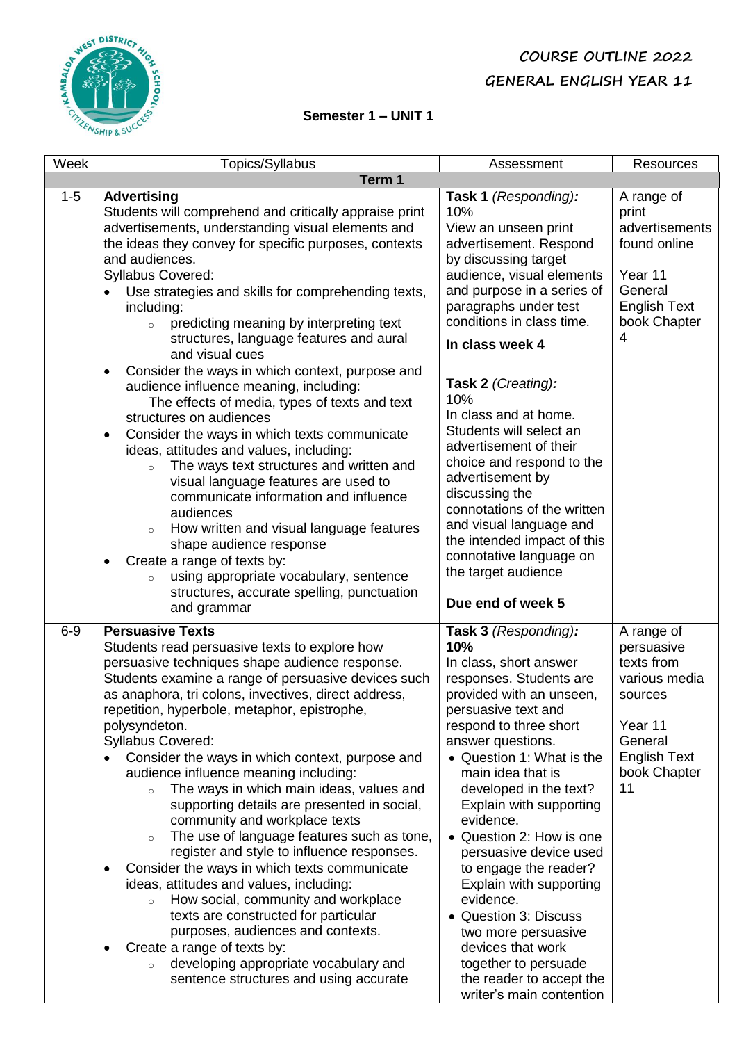COURSE OUTLINE 2022

GENERAL ENGLISH YEAR 11

**Semester 1 – UNIT 1**

| Week | Topics/Syllabus | Assessment | Resources |
|---|---|---|---|
| **Term 1** | | | |
| 1-5 | **Advertising**<br>Students will comprehend and critically appraise print advertisements, understanding visual elements and the ideas they convey for specific purposes, contexts and audiences.<br>Syllabus Covered:<br>• Use strategies and skills for comprehending texts, including:<br>  ○ predicting meaning by interpreting text structures, language features and aural and visual cues<br>• Consider the ways in which context, purpose and audience influence meaning, including:<br>  The effects of media, types of texts and text structures on audiences<br>• Consider the ways in which texts communicate ideas, attitudes and values, including:<br>  ○ The ways text structures and written and visual language features are used to communicate information and influence audiences<br>  ○ How written and visual language features shape audience response<br>• Create a range of texts by:<br>  ○ using appropriate vocabulary, sentence structures, accurate spelling, punctuation and grammar | **Task 1** *(Responding):*<br>10%<br>View an unseen print advertisement. Respond by discussing target audience, visual elements and purpose in a series of paragraphs under test conditions in class time.<br>**In class week 4**<br><br>**Task 2** *(Creating):*<br>10%<br>In class and at home. Students will select an advertisement of their choice and respond to the advertisement by discussing the connotations of the written and visual language and the intended impact of this connotative language on the target audience<br><br>**Due end of week 5** | A range of print advertisements found online<br><br>Year 11 General English Text book Chapter 4 |
| 6-9 | **Persuasive Texts**<br>Students read persuasive texts to explore how persuasive techniques shape audience response. Students examine a range of persuasive devices such as anaphora, tri colons, invectives, direct address, repetition, hyperbole, metaphor, epistrophe, polysyndeton.<br>Syllabus Covered:<br>• Consider the ways in which context, purpose and audience influence meaning including:<br>  ○ The ways in which main ideas, values and supporting details are presented in social, community and workplace texts<br>  ○ The use of language features such as tone, register and style to influence responses.<br>• Consider the ways in which texts communicate ideas, attitudes and values, including:<br>  ○ How social, community and workplace texts are constructed for particular purposes, audiences and contexts.<br>• Create a range of texts by:<br>  ○ developing appropriate vocabulary and sentence structures and using accurate | **Task 3** *(Responding):*<br>**10%**<br>In class, short answer responses. Students are provided with an unseen, persuasive text and respond to three short answer questions.<br>• Question 1: What is the main idea that is developed in the text? Explain with supporting evidence.<br>• Question 2: How is one persuasive device used to engage the reader? Explain with supporting evidence.<br>• Question 3: Discuss two more persuasive devices that work together to persuade the reader to accept the writer's main contention | A range of persuasive texts from various media sources<br><br>Year 11 General English Text book Chapter 11 |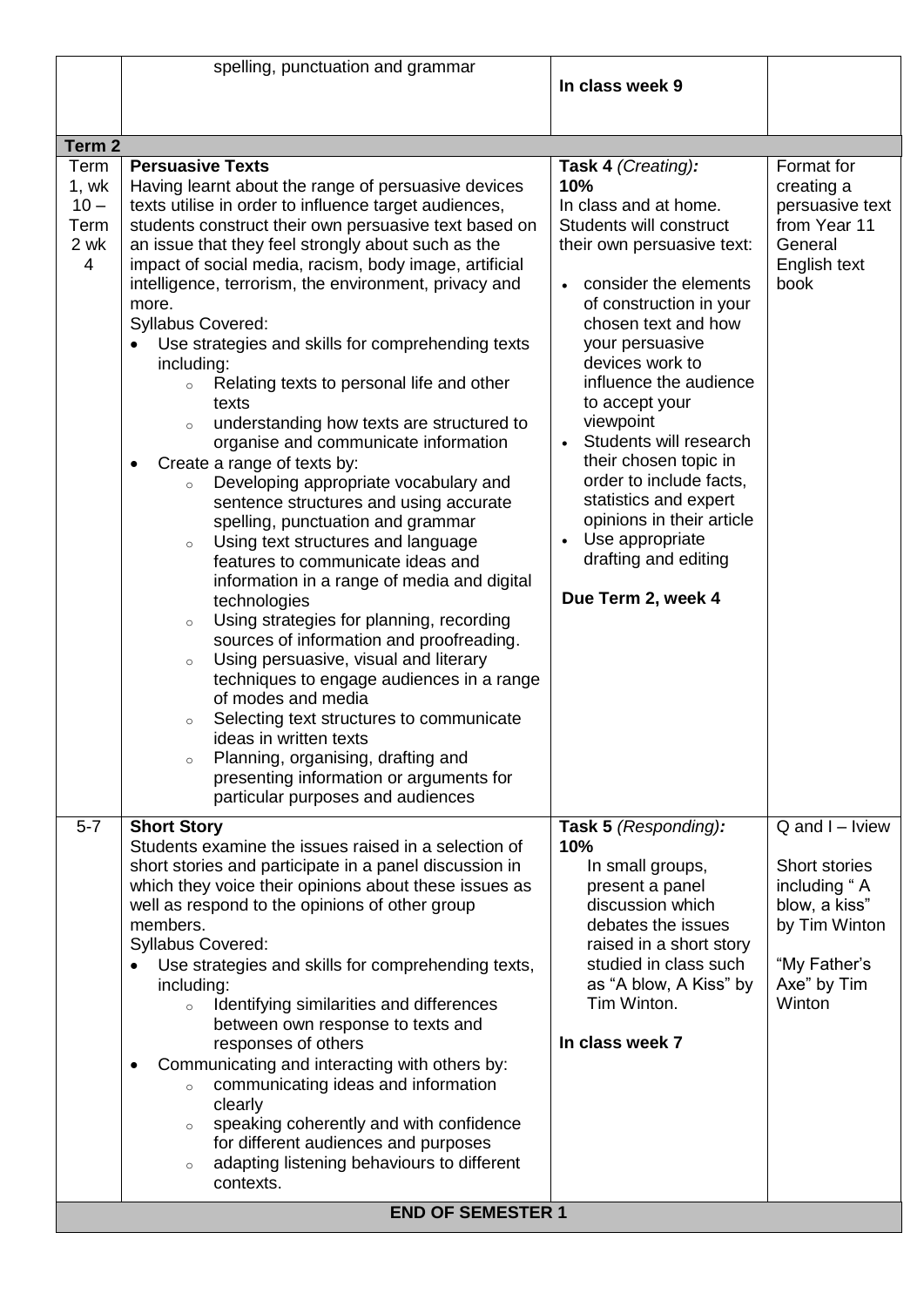|  |  |  |  |
|---|---|---|---|
|  | spelling, punctuation and grammar | **In class week 9** |  |
| **Term 2** |  |  |  |
| Term 1, wk 10 – Term 2 wk 4 | **Persuasive Texts**<br>Having learnt about the range of persuasive devices texts utilise in order to influence target audiences, students construct their own persuasive text based on an issue that they feel strongly about such as the impact of social media, racism, body image, artificial intelligence, terrorism, the environment, privacy and more.<br>Syllabus Covered:<br>• Use strategies and skills for comprehending texts including:<br>&nbsp;&nbsp;○ Relating texts to personal life and other texts<br>&nbsp;&nbsp;○ understanding how texts are structured to organise and communicate information<br>• Create a range of texts by:<br>&nbsp;&nbsp;○ Developing appropriate vocabulary and sentence structures and using accurate spelling, punctuation and grammar<br>&nbsp;&nbsp;○ Using text structures and language features to communicate ideas and information in a range of media and digital technologies<br>&nbsp;&nbsp;○ Using strategies for planning, recording sources of information and proofreading.<br>&nbsp;&nbsp;○ Using persuasive, visual and literary techniques to engage audiences in a range of modes and media<br>&nbsp;&nbsp;○ Selecting text structures to communicate ideas in written texts<br>&nbsp;&nbsp;○ Planning, organising, drafting and presenting information or arguments for particular purposes and audiences | **Task 4** *(Creating):* **10%**<br>In class and at home.<br>Students will construct their own persuasive text:<br>• consider the elements of construction in your chosen text and how your persuasive devices work to influence the audience to accept your viewpoint<br>• Students will research their chosen topic in order to include facts, statistics and expert opinions in their article<br>• Use appropriate drafting and editing<br><br>**Due Term 2, week 4** | Format for creating a persuasive text from Year 11 General English text book |
| 5-7 | **Short Story**<br>Students examine the issues raised in a selection of short stories and participate in a panel discussion in which they voice their opinions about these issues as well as respond to the opinions of other group members.<br>Syllabus Covered:<br>• Use strategies and skills for comprehending texts, including:<br>&nbsp;&nbsp;○ Identifying similarities and differences between own response to texts and responses of others<br>• Communicating and interacting with others by:<br>&nbsp;&nbsp;○ communicating ideas and information clearly<br>&nbsp;&nbsp;○ speaking coherently and with confidence for different audiences and purposes<br>&nbsp;&nbsp;○ adapting listening behaviours to different contexts. | **Task 5** *(Responding):* **10%**<br>In small groups, present a panel discussion which debates the issues raised in a short story studied in class such as "A blow, A Kiss" by Tim Winton.<br><br>**In class week 7** | Q and I – Iview<br><br>Short stories including " A blow, a kiss" by Tim Winton<br><br>"My Father's Axe" by Tim Winton |
| **END OF SEMESTER 1** |  |  |  |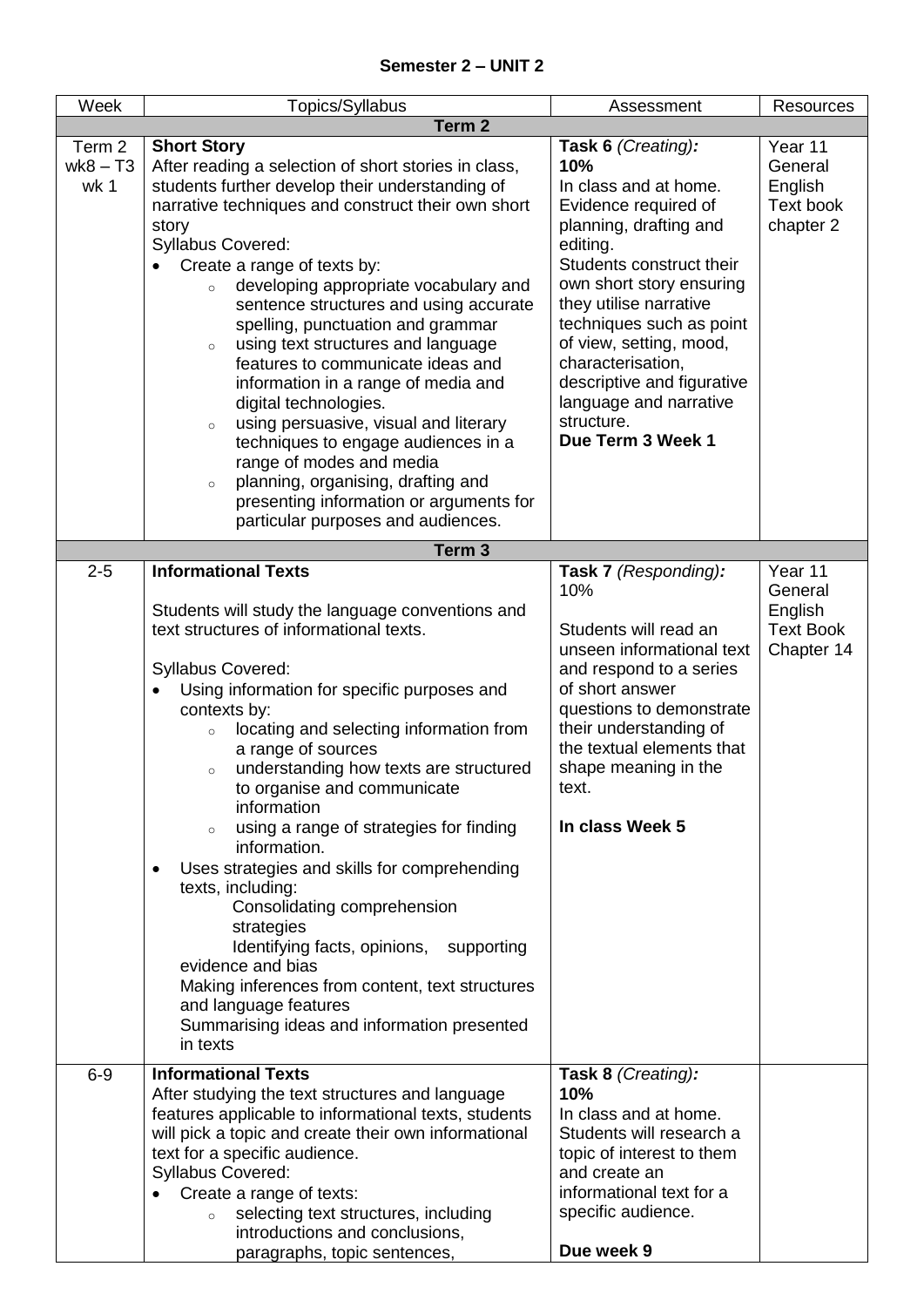**Semester 2 – UNIT 2**

| Week | Topics/Syllabus | Assessment | Resources |
|---|---|---|---|
| **Term 2** | | | |
| Term 2 wk8 – T3 wk 1 | **Short Story**<br>After reading a selection of short stories in class, students further develop their understanding of narrative techniques and construct their own short story<br>Syllabus Covered:<br>• Create a range of texts by:<br>◦ developing appropriate vocabulary and sentence structures and using accurate spelling, punctuation and grammar<br>◦ using text structures and language features to communicate ideas and information in a range of media and digital technologies.<br>◦ using persuasive, visual and literary techniques to engage audiences in a range of modes and media<br>◦ planning, organising, drafting and presenting information or arguments for particular purposes and audiences. | **Task 6** *(Creating):*<br>**10%**<br>In class and at home. Evidence required of planning, drafting and editing.<br>Students construct their own short story ensuring they utilise narrative techniques such as point of view, setting, mood, characterisation, descriptive and figurative language and narrative structure.<br>**Due Term 3 Week 1** | Year 11 General English Text book chapter 2 |
| **Term 3** | | | |
| 2-5 | **Informational Texts**<br><br>Students will study the language conventions and text structures of informational texts.<br><br>Syllabus Covered:<br>• Using information for specific purposes and contexts by:<br>◦ locating and selecting information from a range of sources<br>◦ understanding how texts are structured to organise and communicate information<br>◦ using a range of strategies for finding information.<br>• Uses strategies and skills for comprehending texts, including:<br>Consolidating comprehension strategies<br>Identifying facts, opinions, supporting evidence and bias<br>Making inferences from content, text structures and language features<br>Summarising ideas and information presented in texts | **Task 7** *(Responding):*<br>10%<br><br>Students will read an unseen informational text and respond to a series of short answer questions to demonstrate their understanding of the textual elements that shape meaning in the text.<br><br>**In class Week 5** | Year 11 General English Text Book Chapter 14 |
| 6-9 | **Informational Texts**<br>After studying the text structures and language features applicable to informational texts, students will pick a topic and create their own informational text for a specific audience.<br>Syllabus Covered:<br>• Create a range of texts:<br>◦ selecting text structures, including introductions and conclusions, paragraphs, topic sentences, | **Task 8** *(Creating):*<br>**10%**<br>In class and at home. Students will research a topic of interest to them and create an informational text for a specific audience.<br><br>**Due week 9** | |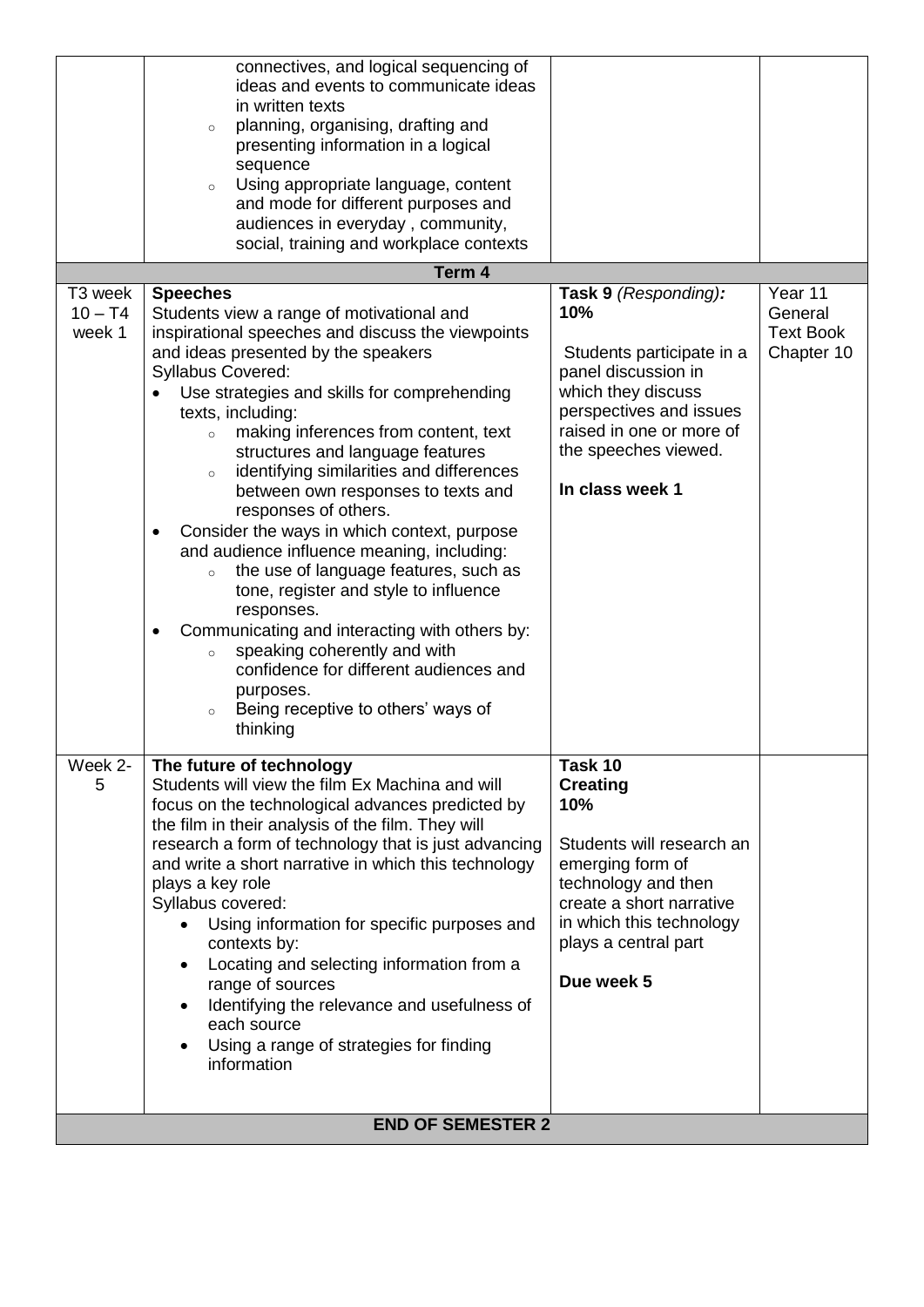| | | | |
|---|---|---|---|
| | connectives, and logical sequencing of ideas and events to communicate ideas in written texts<br>◦ planning, organising, drafting and presenting information in a logical sequence<br>◦ Using appropriate language, content and mode for different purposes and audiences in everyday , community, social, training and workplace contexts | | |
| | **Term 4** | | |
| T3 week 10 – T4 week 1 | **Speeches**<br>Students view a range of motivational and inspirational speeches and discuss the viewpoints and ideas presented by the speakers<br>Syllabus Covered:<br>• Use strategies and skills for comprehending texts, including:<br>◦ making inferences from content, text structures and language features<br>◦ identifying similarities and differences between own responses to texts and responses of others.<br>• Consider the ways in which context, purpose and audience influence meaning, including:<br>◦ the use of language features, such as tone, register and style to influence responses.<br>• Communicating and interacting with others by:<br>◦ speaking coherently and with confidence for different audiences and purposes.<br>◦ Being receptive to others' ways of thinking | **Task 9** *(Responding):* **10%**<br><br>Students participate in a panel discussion in which they discuss perspectives and issues raised in one or more of the speeches viewed.<br><br>**In class week 1** | Year 11 General Text Book Chapter 10 |
| Week 2-5 | **The future of technology**<br>Students will view the film Ex Machina and will focus on the technological advances predicted by the film in their analysis of the film. They will research a form of technology that is just advancing and write a short narrative in which this technology plays a key role<br>Syllabus covered:<br>• Using information for specific purposes and contexts by:<br>• Locating and selecting information from a range of sources<br>• Identifying the relevance and usefulness of each source<br>• Using a range of strategies for finding information | **Task 10**<br>**Creating**<br>**10%**<br><br>Students will research an emerging form of technology and then create a short narrative in which this technology plays a central part<br><br>**Due week 5** | |
| | **END OF SEMESTER 2** | | |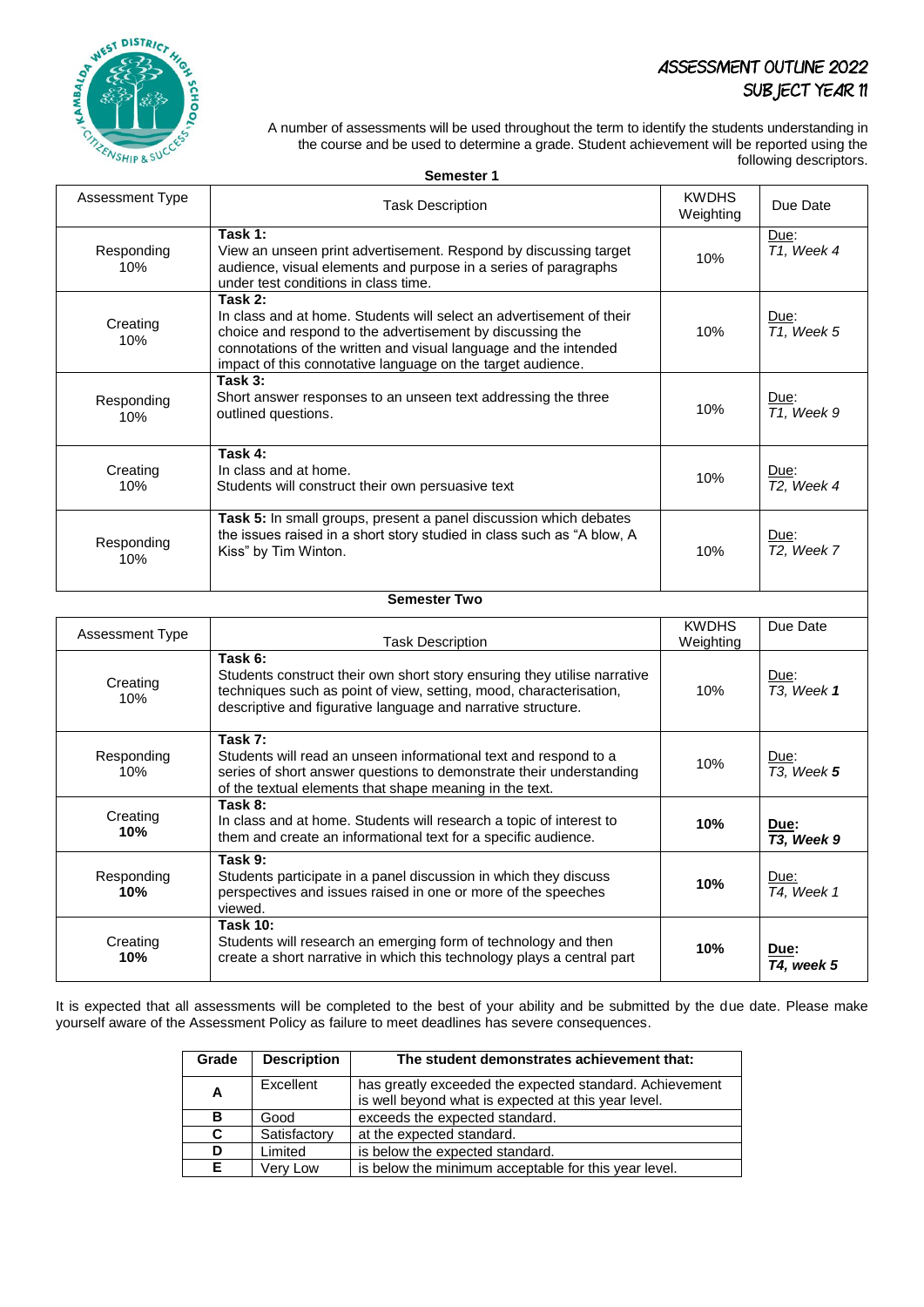# ASSESSMENT OUTLINE 2022
## SUBJECT YEAR 11

A number of assessments will be used throughout the term to identify the students understanding in the course and be used to determine a grade. Student achievement will be reported using the following descriptors.

**Semester 1**

| Assessment Type | Task Description | KWDHS Weighting | Due Date |
|---|---|---|---|
| Responding 10% | **Task 1:** View an unseen print advertisement. Respond by discussing target audience, visual elements and purpose in a series of paragraphs under test conditions in class time. | 10% | Due: *T1, Week 4* |
| Creating 10% | **Task 2:** In class and at home. Students will select an advertisement of their choice and respond to the advertisement by discussing the connotations of the written and visual language and the intended impact of this connotative language on the target audience. | 10% | Due: *T1, Week 5* |
| Responding 10% | **Task 3:** Short answer responses to an unseen text addressing the three outlined questions. | 10% | Due: *T1, Week 9* |
| Creating 10% | **Task 4:** In class and at home. Students will construct their own persuasive text | 10% | Due: *T2, Week 4* |
| Responding 10% | **Task 5:** In small groups, present a panel discussion which debates the issues raised in a short story studied in class such as "A blow, A Kiss" by Tim Winton. | 10% | Due: *T2, Week 7* |

**Semester Two**

| Assessment Type | Task Description | KWDHS Weighting | Due Date |
|---|---|---|---|
| Creating 10% | **Task 6:** Students construct their own short story ensuring they utilise narrative techniques such as point of view, setting, mood, characterisation, descriptive and figurative language and narrative structure. | 10% | Due: *T3, Week **1*** |
| Responding 10% | **Task 7:** Students will read an unseen informational text and respond to a series of short answer questions to demonstrate their understanding of the textual elements that shape meaning in the text. | 10% | Due: *T3, Week **5*** |
| Creating **10%** | **Task 8:** In class and at home. Students will research a topic of interest to them and create an informational text for a specific audience. | **10%** | **Due:** ***T3, Week 9*** |
| Responding **10%** | **Task 9:** Students participate in a panel discussion in which they discuss perspectives and issues raised in one or more of the speeches viewed. | **10%** | Due: *T4, Week 1* |
| Creating **10%** | **Task 10:** Students will research an emerging form of technology and then create a short narrative in which this technology plays a central part | **10%** | **Due:** ***T4, week 5*** |

It is expected that all assessments will be completed to the best of your ability and be submitted by the due date. Please make yourself aware of the Assessment Policy as failure to meet deadlines has severe consequences.

| Grade | Description | The student demonstrates achievement that: |
|---|---|---|
| **A** | Excellent | has greatly exceeded the expected standard. Achievement is well beyond what is expected at this year level. |
| **B** | Good | exceeds the expected standard. |
| **C** | Satisfactory | at the expected standard. |
| **D** | Limited | is below the expected standard. |
| **E** | Very Low | is below the minimum acceptable for this year level. |